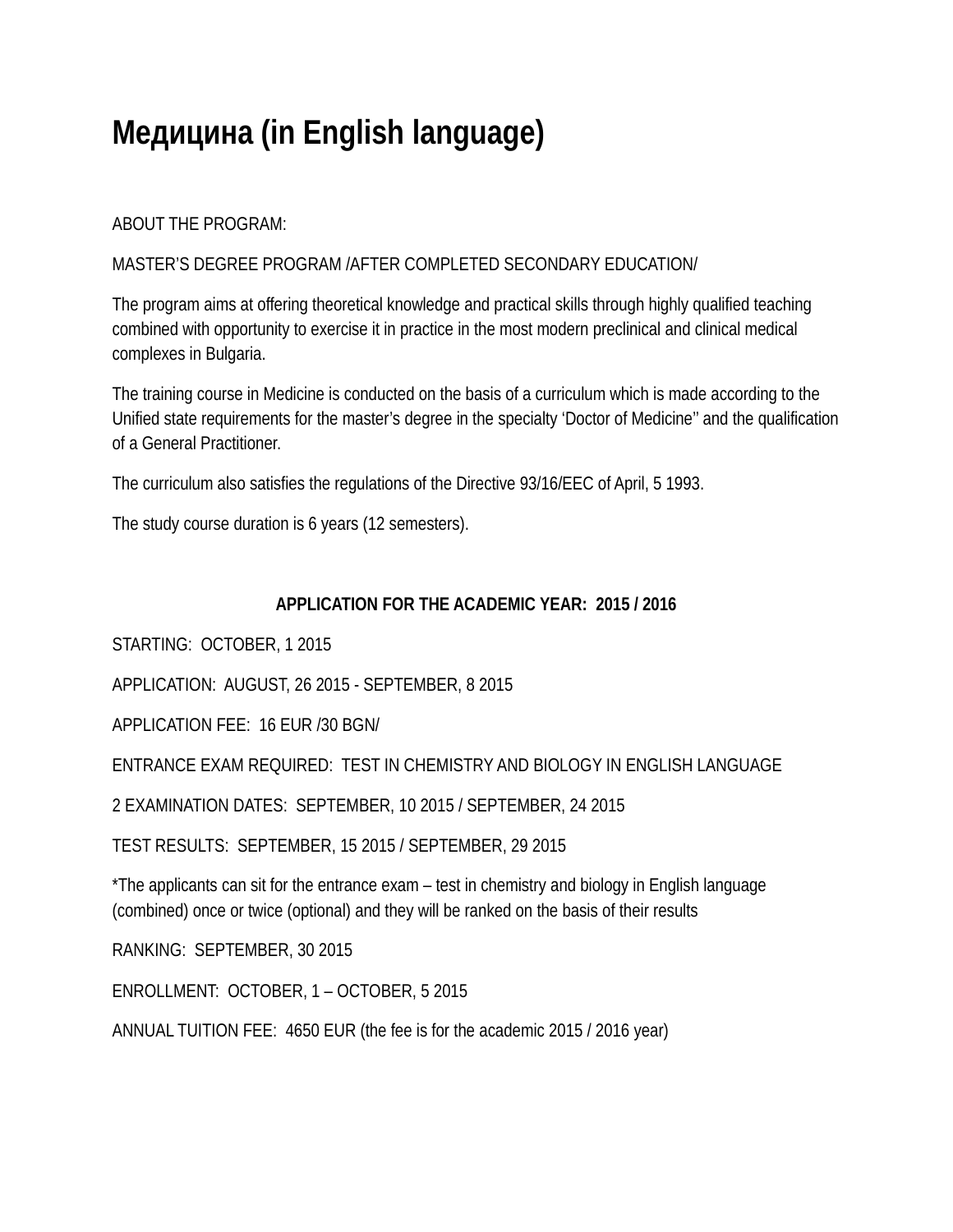# Медицина (in English language)

ABOUT THE PROGRAM:

MASTER'S DEGREE PROGRAM /AFTER COMPLETED SECONDARY EDUCATION/

The program aims at offering theoretical knowledge and practical skills through highly qualified teaching combined with opportunity to exercise it in practice in the most modern preclinical and clinical medical complexes in Bulgaria.

The training course in Medicine is conducted on the basis of a curriculum which is made according to the Unified state requirements for the master's degree in the specialty 'Doctor of Medicine'' and the qualification of a General Practitioner.

The curriculum also satisfies the regulations of the Directive 93/16/EEC of April, 5 1993.

The study course duration is 6 years (12 semesters).

**APPLICATION FOR THE ACADEMIC YEAR: 2015 / 2016**

STARTING: OCTOBER, 1 2015

APPLICATION: AUGUST, 26 2015 - SEPTEMBER, 8 2015

APPLICATION FEE: 16 EUR /30 BGN/

ENTRANCE EXAM REQUIRED: TEST IN CHEMISTRY AND BIOLOGY IN ENGLISH LANGUAGE

2 EXAMINATION DATES: SEPTEMBER, 10 2015 / SEPTEMBER, 24 2015

TEST RESULTS: SEPTEMBER, 15 2015 / SEPTEMBER, 29 2015

*The applicants can sit for the entrance exam – test in chemistry and biology in English language (combined) once or twice (optional) and they will be ranked on the basis of their results

RANKING: SEPTEMBER, 30 2015

ENROLLMENT: OCTOBER, 1 – OCTOBER, 5 2015

ANNUAL TUITION FEE: 4650 EUR (the fee is for the academic 2015 / 2016 year)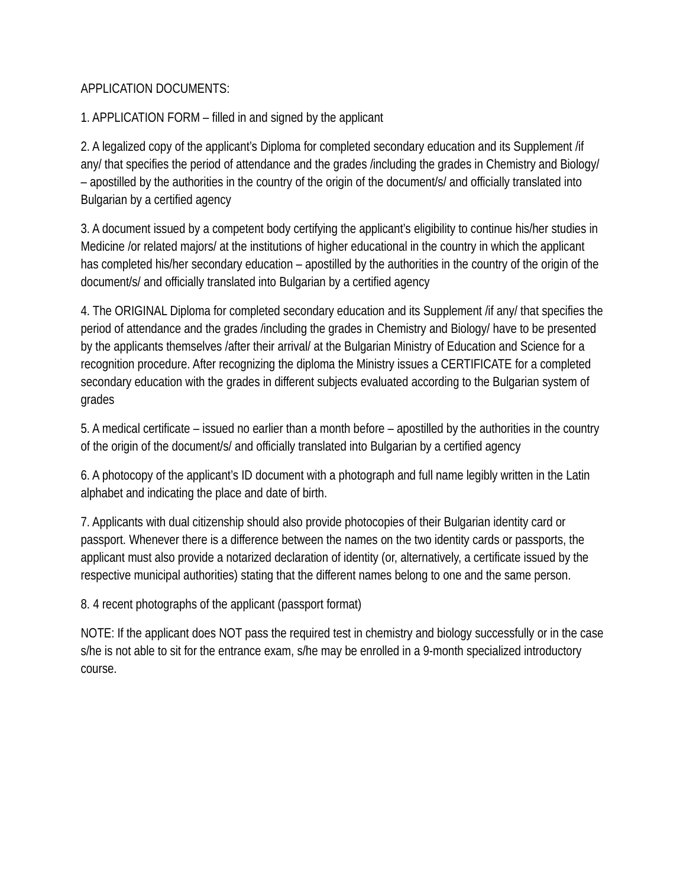APPLICATION DOCUMENTS:

1. APPLICATION FORM – filled in and signed by the applicant

2. A legalized copy of the applicant's Diploma for completed secondary education and its Supplement /if any/ that specifies the period of attendance and the grades /including the grades in Chemistry and Biology/ – apostilled by the authorities in the country of the origin of the document/s/ and officially translated into Bulgarian by a certified agency

3. A document issued by a competent body certifying the applicant's eligibility to continue his/her studies in Medicine /or related majors/ at the institutions of higher educational in the country in which the applicant has completed his/her secondary education – apostilled by the authorities in the country of the origin of the document/s/ and officially translated into Bulgarian by a certified agency

4. The ORIGINAL Diploma for completed secondary education and its Supplement /if any/ that specifies the period of attendance and the grades /including the grades in Chemistry and Biology/ have to be presented by the applicants themselves /after their arrival/ at the Bulgarian Ministry of Education and Science for a recognition procedure. After recognizing the diploma the Ministry issues a CERTIFICATE for a completed secondary education with the grades in different subjects evaluated according to the Bulgarian system of grades

5. A medical certificate – issued no earlier than a month before – apostilled by the authorities in the country of the origin of the document/s/ and officially translated into Bulgarian by a certified agency

6. A photocopy of the applicant's ID document with a photograph and full name legibly written in the Latin alphabet and indicating the place and date of birth.

7. Applicants with dual citizenship should also provide photocopies of their Bulgarian identity card or passport. Whenever there is a difference between the names on the two identity cards or passports, the applicant must also provide a notarized declaration of identity (or, alternatively, a certificate issued by the respective municipal authorities) stating that the different names belong to one and the same person.

8. 4 recent photographs of the applicant (passport format)

NOTE: If the applicant does NOT pass the required test in chemistry and biology successfully or in the case s/he is not able to sit for the entrance exam, s/he may be enrolled in a 9-month specialized introductory course.